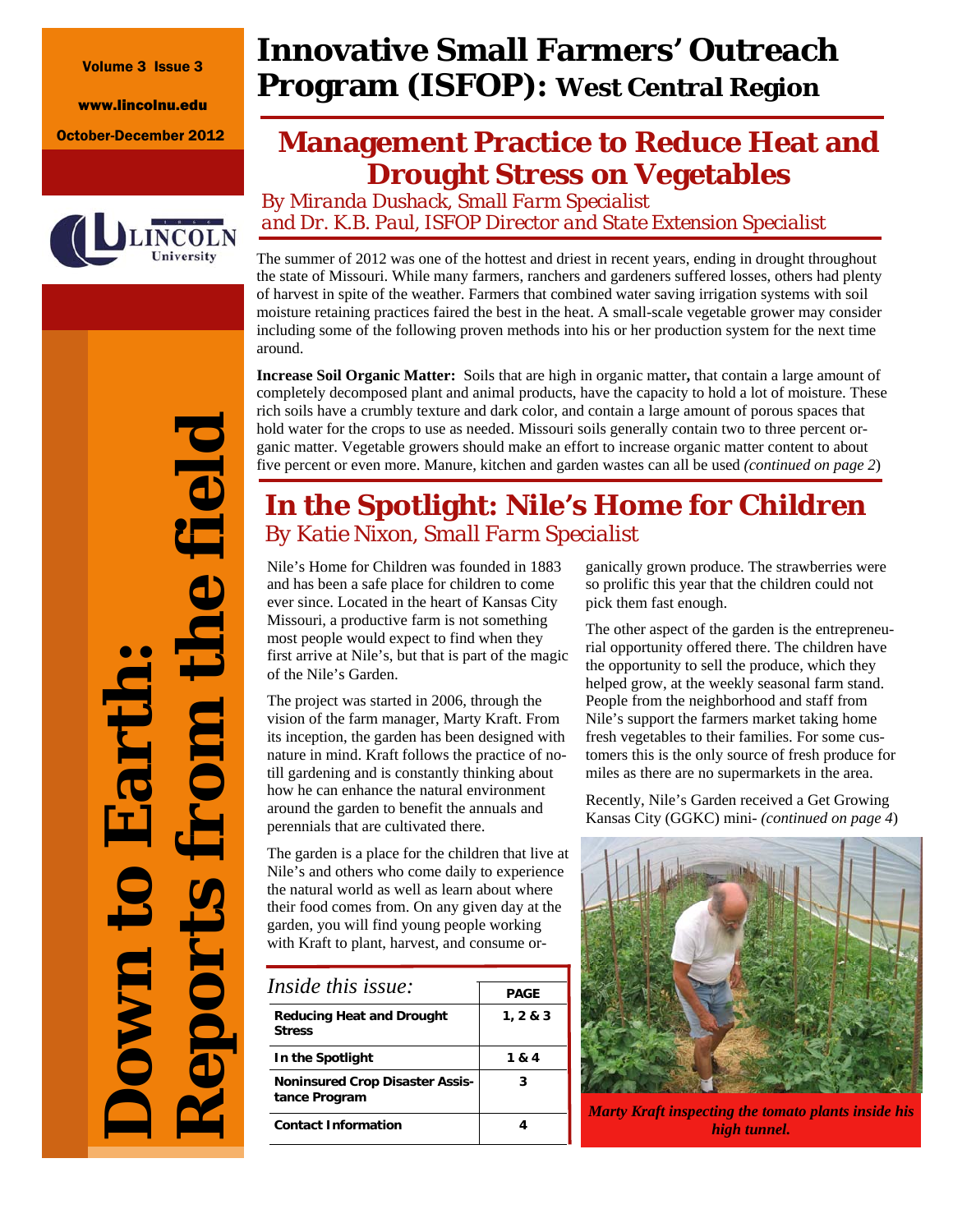Volume 3 Issue 3

www.lincolnu.edu

October-December 2012

# Down to Earth: Reports from the field

# Innovative Small Farmers' Outreach Program (ISFOP): West Central Region

## Management Practice to Reduce Heat and Drought Stress on Vegetables

*By Miranda Dushack, Small Farm Specialist and Dr. K.B. Paul, ISFOP Director and State Extension Specialist*

The summer of 2012 was one of the hottest and driest in recent years, ending in drought throughout the state of Missouri. While many farmers, ranchers and gardeners suffered losses, others had plenty of harvest in spite of the weather. Farmers that combined water saving irrigation systems with soil moisture retaining practices faired the best in the heat. A small-scale vegetable grower may consider including some of the following proven methods into his or her production system for the next time around.

**Increase Soil Organic Matter:** Soils that are high in organic matter**,** that contain a large amount of completely decomposed plant and animal products, have the capacity to hold a lot of moisture. These rich soils have a crumbly texture and dark color, and contain a large amount of porous spaces that hold water for the crops to use as needed. Missouri soils generally contain two to three percent organic matter. Vegetable growers should make an effort to increase organic matter content to about five percent or even more. Manure, kitchen and garden wastes can all be used *(continued on page 2*)

## In the Spotlight: Nile's Home for Children

*By Katie Nixon, Small Farm Specialist*

Nile's Home for Children was founded in 1883 and has been a safe place for children to come ever since. Located in the heart of Kansas City Missouri, a productive farm is not something most people would expect to find when they first arrive at Nile's, but that is part of the magic of the Nile's Garden.

The project was started in 2006, through the vision of the farm manager, Marty Kraft. From its inception, the garden has been designed with nature in mind. Kraft follows the practice of no-till gardening and is constantly thinking about how he can enhance the natural environment around the garden to benefit the annuals and perennials that are cultivated there.

The garden is a place for the children that live at Nile's and others who come daily to experience the natural world as well as learn about where their food comes from. On any given day at the garden, you will find young people working with Kraft to plant, harvest, and consume organically grown produce. The strawberries were so prolific this year that the children could not pick them fast enough.

The other aspect of the garden is the entrepreneurial opportunity offered there. The children have the opportunity to sell the produce, which they helped grow, at the weekly seasonal farm stand. People from the neighborhood and staff from Nile's support the farmers market taking home fresh vegetables to their families. For some customers this is the only source of fresh produce for miles as there are no supermarkets in the area.

Recently, Nile's Garden received a Get Growing Kansas City (GGKC) mini- *(continued on page 4*)

*Marty Kraft inspecting the tomato plants inside his high tunnel.*

| *Inside this issue:* | PAGE |
|---|---|
| **Reducing Heat and Drought Stress** | 1, 2 & 3 |
| **In the Spotlight** | 1 & 4 |
| **Noninsured Crop Disaster Assistance Program** | 3 |
| **Contact Information** | 4 |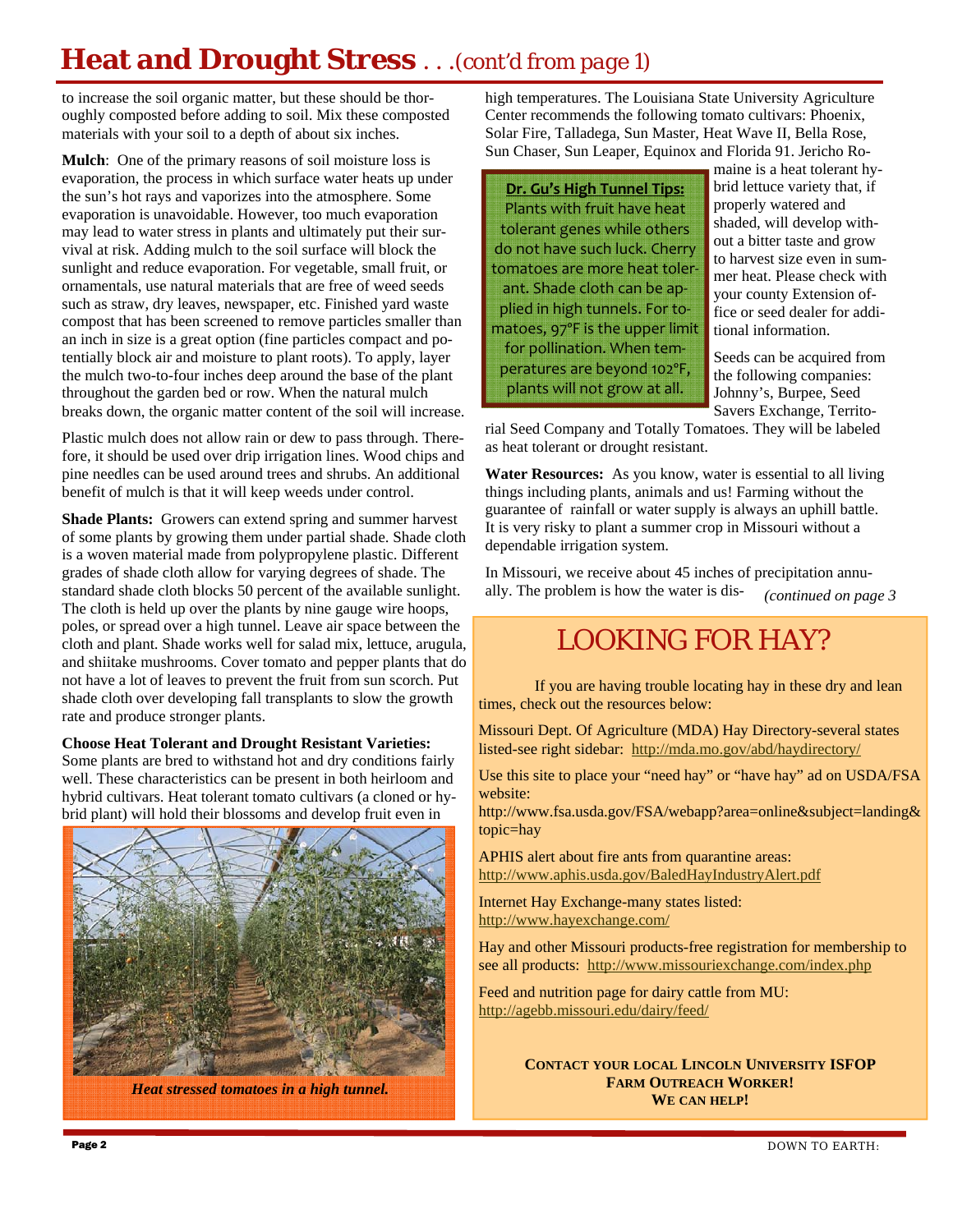# Heat and Drought Stress . . .(cont'd from page 1)

to increase the soil organic matter, but these should be thoroughly composted before adding to soil. Mix these composted materials with your soil to a depth of about six inches.

**Mulch**: One of the primary reasons of soil moisture loss is evaporation, the process in which surface water heats up under the sun's hot rays and vaporizes into the atmosphere. Some evaporation is unavoidable. However, too much evaporation may lead to water stress in plants and ultimately put their survival at risk. Adding mulch to the soil surface will block the sunlight and reduce evaporation. For vegetable, small fruit, or ornamentals, use natural materials that are free of weed seeds such as straw, dry leaves, newspaper, etc. Finished yard waste compost that has been screened to remove particles smaller than an inch in size is a great option (fine particles compact and potentially block air and moisture to plant roots). To apply, layer the mulch two-to-four inches deep around the base of the plant throughout the garden bed or row. When the natural mulch breaks down, the organic matter content of the soil will increase.

Plastic mulch does not allow rain or dew to pass through. Therefore, it should be used over drip irrigation lines. Wood chips and pine needles can be used around trees and shrubs. An additional benefit of mulch is that it will keep weeds under control.

**Shade Plants:** Growers can extend spring and summer harvest of some plants by growing them under partial shade. Shade cloth is a woven material made from polypropylene plastic. Different grades of shade cloth allow for varying degrees of shade. The standard shade cloth blocks 50 percent of the available sunlight. The cloth is held up over the plants by nine gauge wire hoops, poles, or spread over a high tunnel. Leave air space between the cloth and plant. Shade works well for salad mix, lettuce, arugula, and shiitake mushrooms. Cover tomato and pepper plants that do not have a lot of leaves to prevent the fruit from sun scorch. Put shade cloth over developing fall transplants to slow the growth rate and produce stronger plants.

**Choose Heat Tolerant and Drought Resistant Varieties:** Some plants are bred to withstand hot and dry conditions fairly well. These characteristics can be present in both heirloom and hybrid cultivars. Heat tolerant tomato cultivars (a cloned or hybrid plant) will hold their blossoms and develop fruit even in high temperatures. The Louisiana State University Agriculture Center recommends the following tomato cultivars: Phoenix, Solar Fire, Talladega, Sun Master, Heat Wave II, Bella Rose, Sun Chaser, Sun Leaper, Equinox and Florida 91. Jericho Romaine is a heat tolerant hybrid lettuce variety that, if properly watered and shaded, will develop without a bitter taste and grow to harvest size even in summer heat. Please check with your county Extension office or seed dealer for additional information.

*Heat stressed tomatoes in a high tunnel.*

> **Dr. Gu's High Tunnel Tips:**
> Plants with fruit have heat tolerant genes while others do not have such luck. Cherry tomatoes are more heat tolerant. Shade cloth can be applied in high tunnels. For tomatoes, 97°F is the upper limit for pollination. When temperatures are beyond 102°F, plants will not grow at all.

Seeds can be acquired from the following companies: Johnny's, Burpee, Seed Savers Exchange, Territorial Seed Company and Totally Tomatoes. They will be labeled as heat tolerant or drought resistant.

**Water Resources:** As you know, water is essential to all living things including plants, animals and us! Farming without the guarantee of rainfall or water supply is always an uphill battle. It is very risky to plant a summer crop in Missouri without a dependable irrigation system.

In Missouri, we receive about 45 inches of precipitation annually. The problem is how the water is dis- *(continued on page 3*

## LOOKING FOR HAY?

If you are having trouble locating hay in these dry and lean times, check out the resources below:

Missouri Dept. Of Agriculture (MDA) Hay Directory-several states listed-see right sidebar: http://mda.mo.gov/abd/haydirectory/

Use this site to place your "need hay" or "have hay" ad on USDA/FSA website:
http://www.fsa.usda.gov/FSA/webapp?area=online&subject=landing&topic=hay

APHIS alert about fire ants from quarantine areas: http://www.aphis.usda.gov/BaledHayIndustryAlert.pdf

Internet Hay Exchange-many states listed: http://www.hayexchange.com/

Hay and other Missouri products-free registration for membership to see all products: http://www.missouriexchange.com/index.php

Feed and nutrition page for dairy cattle from MU: http://agebb.missouri.edu/dairy/feed/

**CONTACT YOUR LOCAL LINCOLN UNIVERSITY ISFOP FARM OUTREACH WORKER!**
**WE CAN HELP!**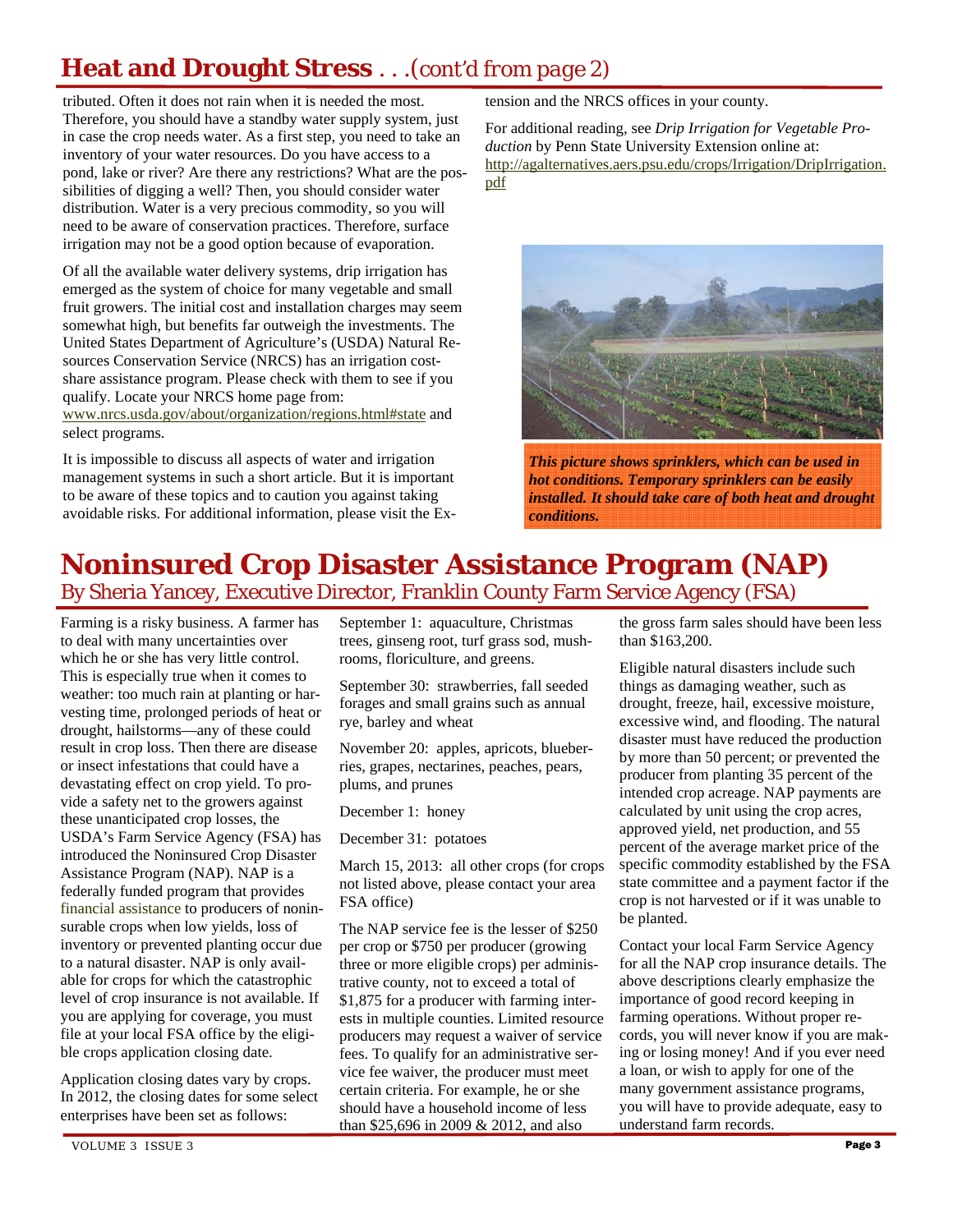## Heat and Drought Stress . . .(cont'd from page 2)

tributed. Often it does not rain when it is needed the most. Therefore, you should have a standby water supply system, just in case the crop needs water. As a first step, you need to take an inventory of your water resources. Do you have access to a pond, lake or river? Are there any restrictions? What are the possibilities of digging a well? Then, you should consider water distribution. Water is a very precious commodity, so you will need to be aware of conservation practices. Therefore, surface irrigation may not be a good option because of evaporation.

Of all the available water delivery systems, drip irrigation has emerged as the system of choice for many vegetable and small fruit growers. The initial cost and installation charges may seem somewhat high, but benefits far outweigh the investments. The United States Department of Agriculture's (USDA) Natural Resources Conservation Service (NRCS) has an irrigation cost-share assistance program. Please check with them to see if you qualify. Locate your NRCS home page from: www.nrcs.usda.gov/about/organization/regions.html#state and select programs.

It is impossible to discuss all aspects of water and irrigation management systems in such a short article. But it is important to be aware of these topics and to caution you against taking avoidable risks. For additional information, please visit the Extension and the NRCS offices in your county.

For additional reading, see *Drip Irrigation for Vegetable Production* by Penn State University Extension online at: http://agalternatives.aers.psu.edu/crops/Irrigation/DripIrrigation.pdf

***This picture shows sprinklers, which can be used in hot conditions. Temporary sprinklers can be easily installed. It should take care of both heat and drought conditions.***

# Noninsured Crop Disaster Assistance Program (NAP)

*By Sheria Yancey, Executive Director, Franklin County Farm Service Agency (FSA)*

Farming is a risky business. A farmer has to deal with many uncertainties over which he or she has very little control. This is especially true when it comes to weather: too much rain at planting or harvesting time, prolonged periods of heat or drought, hailstorms—any of these could result in crop loss. Then there are disease or insect infestations that could have a devastating effect on crop yield. To provide a safety net to the growers against these unanticipated crop losses, the USDA's Farm Service Agency (FSA) has introduced the Noninsured Crop Disaster Assistance Program (NAP). NAP is a federally funded program that provides financial assistance to producers of noninsurable crops when low yields, loss of inventory or prevented planting occur due to a natural disaster. NAP is only available for crops for which the catastrophic level of crop insurance is not available. If you are applying for coverage, you must file at your local FSA office by the eligible crops application closing date.

Application closing dates vary by crops. In 2012, the closing dates for some select enterprises have been set as follows:

September 1: aquaculture, Christmas trees, ginseng root, turf grass sod, mushrooms, floriculture, and greens.

September 30: strawberries, fall seeded forages and small grains such as annual rye, barley and wheat

November 20: apples, apricots, blueberries, grapes, nectarines, peaches, pears, plums, and prunes

December 1: honey

December 31: potatoes

March 15, 2013: all other crops (for crops not listed above, please contact your area FSA office)

The NAP service fee is the lesser of $250 per crop or $750 per producer (growing three or more eligible crops) per administrative county, not to exceed a total of $1,875 for a producer with farming interests in multiple counties. Limited resource producers may request a waiver of service fees. To qualify for an administrative service fee waiver, the producer must meet certain criteria. For example, he or she should have a household income of less than $25,696 in 2009 & 2012, and also the gross farm sales should have been less than $163,200.

Eligible natural disasters include such things as damaging weather, such as drought, freeze, hail, excessive moisture, excessive wind, and flooding. The natural disaster must have reduced the production by more than 50 percent; or prevented the producer from planting 35 percent of the intended crop acreage. NAP payments are calculated by unit using the crop acres, approved yield, net production, and 55 percent of the average market price of the specific commodity established by the FSA state committee and a payment factor if the crop is not harvested or if it was unable to be planted.

Contact your local Farm Service Agency for all the NAP crop insurance details. The above descriptions clearly emphasize the importance of good record keeping in farming operations. Without proper records, you will never know if you are making or losing money! And if you ever need a loan, or wish to apply for one of the many government assistance programs, you will have to provide adequate, easy to understand farm records.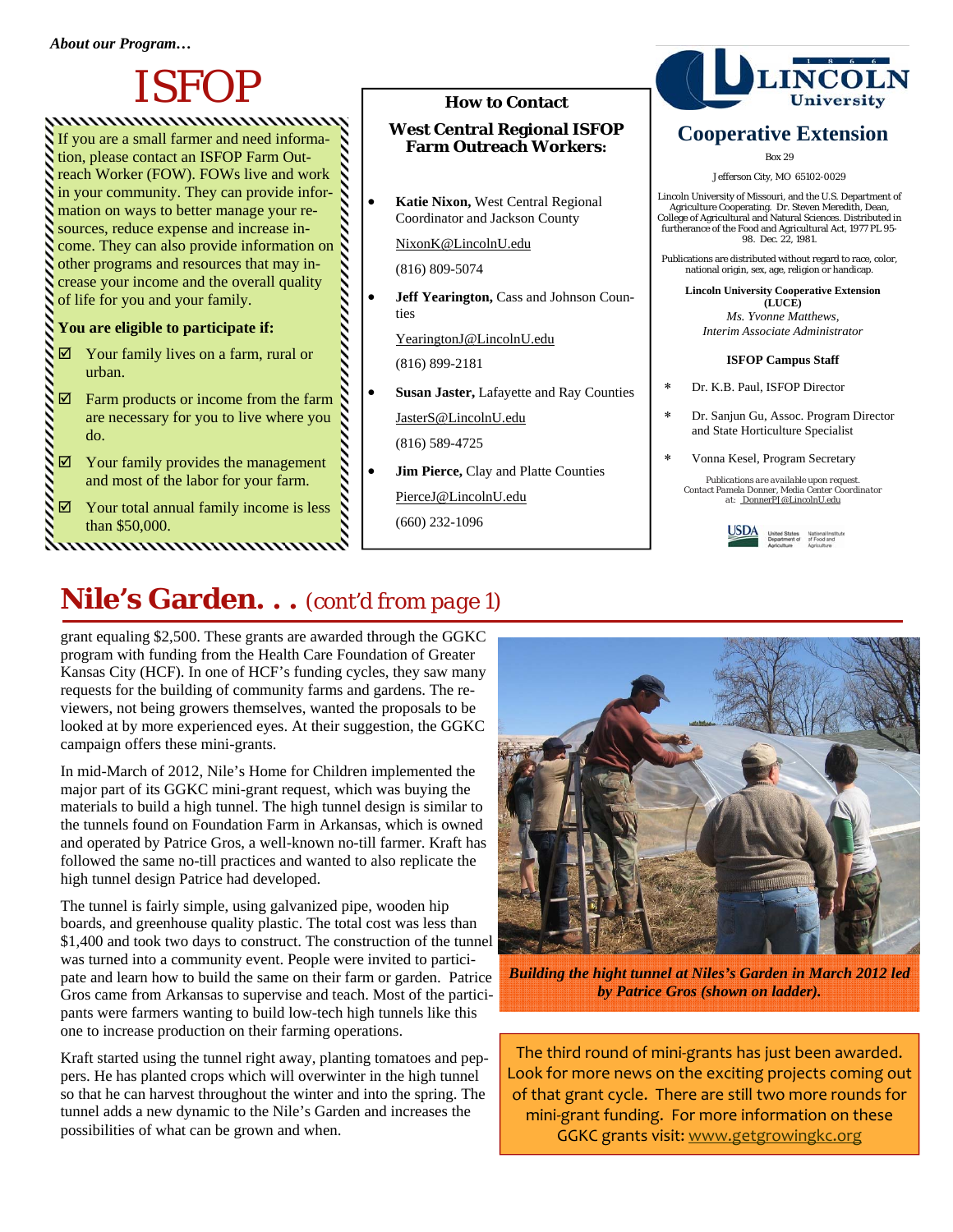*About our Program…*

# ISFOP

If you are a small farmer and need information, please contact an ISFOP Farm Outreach Worker (FOW). FOWs live and work in your community. They can provide information on ways to better manage your resources, reduce expense and increase income. They can also provide information on other programs and resources that may increase your income and the overall quality of life for you and your family.

**You are eligible to participate if:**

- ☑ Your family lives on a farm, rural or urban.
- ☑ Farm products or income from the farm are necessary for you to live where you do.
- ☑ Your family provides the management and most of the labor for your farm.
- ☑ Your total annual family income is less than $50,000.

**How to Contact**

**West Central Regional ISFOP Farm Outreach Workers:**

- **Katie Nixon,** West Central Regional Coordinator and Jackson County
  NixonK@LincolnU.edu
  (816) 809-5074
- **Jeff Yearington,** Cass and Johnson Counties
  YearingtonJ@LincolnU.edu
  (816) 899-2181
- **Susan Jaster,** Lafayette and Ray Counties
  JasterS@LincolnU.edu
  (816) 589-4725
- **Jim Pierce,** Clay and Platte Counties
  PierceJ@LincolnU.edu
  (660) 232-1096

LINCOLN University 1866

## Cooperative Extension

Box 29

Jefferson City, MO 65102-0029

Lincoln University of Missouri, and the U.S. Department of Agriculture Cooperating. Dr. Steven Meredith, Dean, College of Agricultural and Natural Sciences. Distributed in furtherance of the Food and Agricultural Act, 1977 PL 95-98. Dec. 22, 1981.

Publications are distributed without regard to race, color, national origin, sex, age, religion or handicap.

**Lincoln University Cooperative Extension (LUCE)**
*Ms. Yvonne Matthews,*
*Interim Associate Administrator*

**ISFOP Campus Staff**

- * Dr. K.B. Paul, ISFOP Director
- * Dr. Sanjun Gu, Assoc. Program Director and State Horticulture Specialist
- * Vonna Kesel, Program Secretary

Publications are available upon request.
Contact Pamela Donner, Media Center Coordinator at: DonnerPJ@LincolnU.edu

USDA United States Department of Agriculture — National Institute of Food and Agriculture

# Nile's Garden. . . *(cont'd from page 1)*

grant equaling $2,500. These grants are awarded through the GGKC program with funding from the Health Care Foundation of Greater Kansas City (HCF). In one of HCF's funding cycles, they saw many requests for the building of community farms and gardens. The reviewers, not being growers themselves, wanted the proposals to be looked at by more experienced eyes. At their suggestion, the GGKC campaign offers these mini-grants.

In mid-March of 2012, Nile's Home for Children implemented the major part of its GGKC mini-grant request, which was buying the materials to build a high tunnel. The high tunnel design is similar to the tunnels found on Foundation Farm in Arkansas, which is owned and operated by Patrice Gros, a well-known no-till farmer. Kraft has followed the same no-till practices and wanted to also replicate the high tunnel design Patrice had developed.

The tunnel is fairly simple, using galvanized pipe, wooden hip boards, and greenhouse quality plastic. The total cost was less than $1,400 and took two days to construct. The construction of the tunnel was turned into a community event. People were invited to participate and learn how to build the same on their farm or garden. Patrice Gros came from Arkansas to supervise and teach. Most of the participants were farmers wanting to build low-tech high tunnels like this one to increase production on their farming operations.

Kraft started using the tunnel right away, planting tomatoes and peppers. He has planted crops which will overwinter in the high tunnel so that he can harvest throughout the winter and into the spring. The tunnel adds a new dynamic to the Nile's Garden and increases the possibilities of what can be grown and when.

***Building the hight tunnel at Niles's Garden in March 2012 led by Patrice Gros (shown on ladder).***

The third round of mini-grants has just been awarded. Look for more news on the exciting projects coming out of that grant cycle. There are still two more rounds for mini-grant funding. For more information on these GGKC grants visit: www.getgrowingkc.org